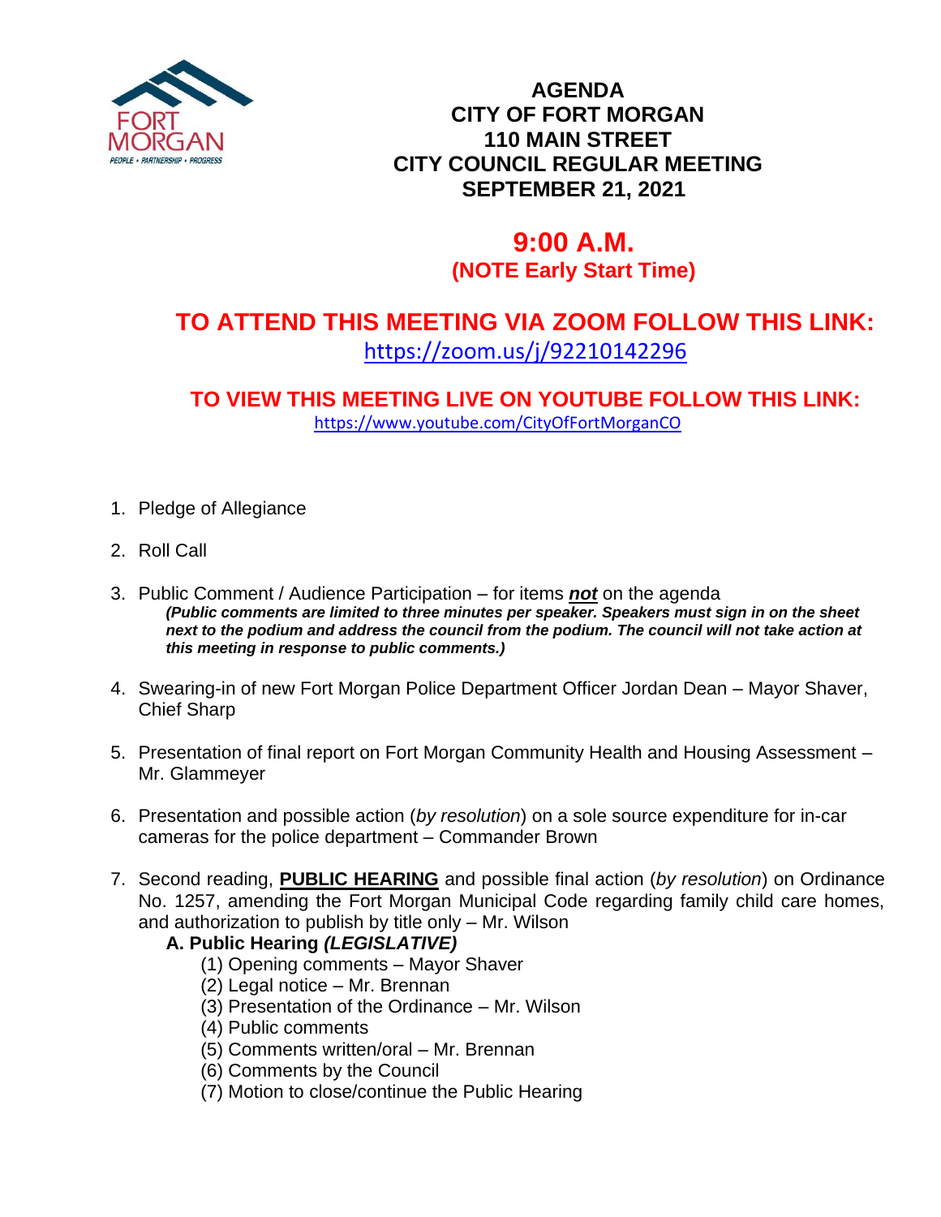# AGENDA
# CITY OF FORT MORGAN
# 110 MAIN STREET
# CITY COUNCIL REGULAR MEETING
# SEPTEMBER 21, 2021

## 9:00 A.M.
**(NOTE Early Start Time)**

## TO ATTEND THIS MEETING VIA ZOOM FOLLOW THIS LINK:
https://zoom.us/j/92210142296

### TO VIEW THIS MEETING LIVE ON YOUTUBE FOLLOW THIS LINK:
https://www.youtube.com/CityOfFortMorganCO

1. Pledge of Allegiance

2. Roll Call

3. Public Comment / Audience Participation – for items ***not*** on the agenda
   ***(Public comments are limited to three minutes per speaker. Speakers must sign in on the sheet next to the podium and address the council from the podium. The council will not take action at this meeting in response to public comments.)***

4. Swearing-in of new Fort Morgan Police Department Officer Jordan Dean – Mayor Shaver, Chief Sharp

5. Presentation of final report on Fort Morgan Community Health and Housing Assessment – Mr. Glammeyer

6. Presentation and possible action (*by resolution*) on a sole source expenditure for in-car cameras for the police department – Commander Brown

7. Second reading, **PUBLIC HEARING** and possible final action (*by resolution*) on Ordinance No. 1257, amending the Fort Morgan Municipal Code regarding family child care homes, and authorization to publish by title only – Mr. Wilson
   **A. Public Hearing *(LEGISLATIVE)***
      (1) Opening comments – Mayor Shaver
      (2) Legal notice – Mr. Brennan
      (3) Presentation of the Ordinance – Mr. Wilson
      (4) Public comments
      (5) Comments written/oral – Mr. Brennan
      (6) Comments by the Council
      (7) Motion to close/continue the Public Hearing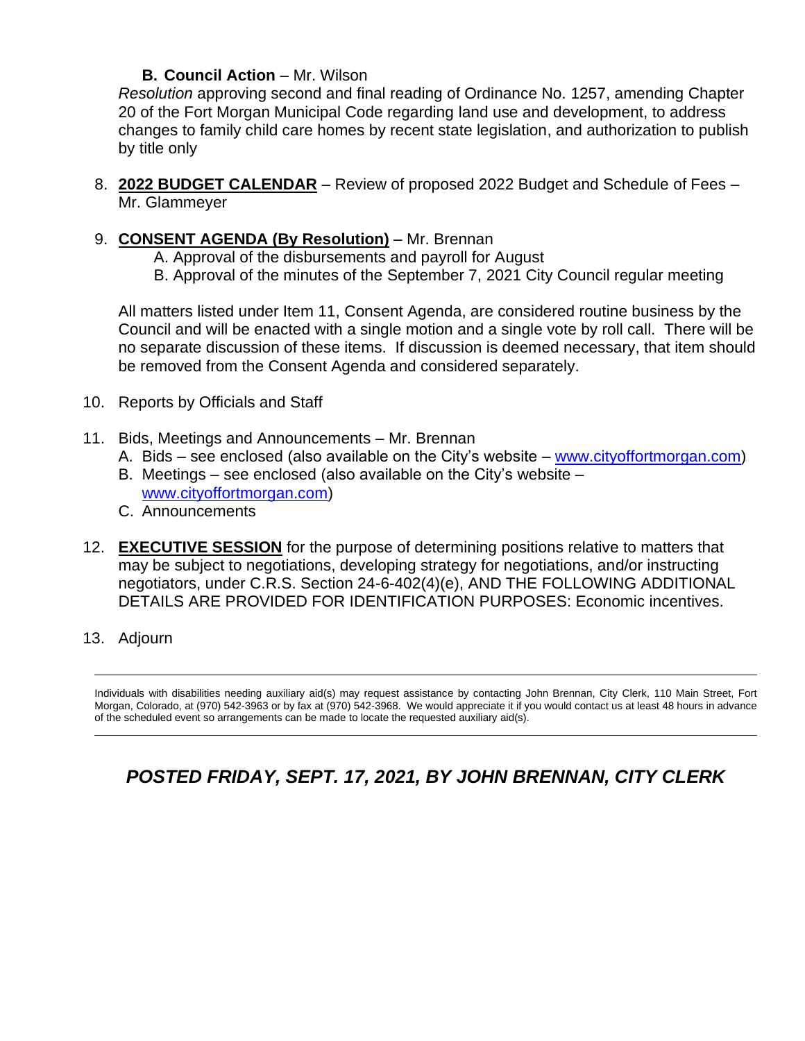**B. Council Action** – Mr. Wilson

*Resolution* approving second and final reading of Ordinance No. 1257, amending Chapter 20 of the Fort Morgan Municipal Code regarding land use and development, to address changes to family child care homes by recent state legislation, and authorization to publish by title only

8. **2022 BUDGET CALENDAR** – Review of proposed 2022 Budget and Schedule of Fees – Mr. Glammeyer

9. **CONSENT AGENDA (By Resolution)** – Mr. Brennan
   A. Approval of the disbursements and payroll for August
   B. Approval of the minutes of the September 7, 2021 City Council regular meeting

   All matters listed under Item 11, Consent Agenda, are considered routine business by the Council and will be enacted with a single motion and a single vote by roll call. There will be no separate discussion of these items. If discussion is deemed necessary, that item should be removed from the Consent Agenda and considered separately.

10. Reports by Officials and Staff

11. Bids, Meetings and Announcements – Mr. Brennan
    A. Bids – see enclosed (also available on the City's website – www.cityoffortmorgan.com)
    B. Meetings – see enclosed (also available on the City's website – www.cityoffortmorgan.com)
    C. Announcements

12. **EXECUTIVE SESSION** for the purpose of determining positions relative to matters that may be subject to negotiations, developing strategy for negotiations, and/or instructing negotiators, under C.R.S. Section 24-6-402(4)(e), AND THE FOLLOWING ADDITIONAL DETAILS ARE PROVIDED FOR IDENTIFICATION PURPOSES: Economic incentives.

13. Adjourn

---

Individuals with disabilities needing auxiliary aid(s) may request assistance by contacting John Brennan, City Clerk, 110 Main Street, Fort Morgan, Colorado, at (970) 542-3963 or by fax at (970) 542-3968. We would appreciate it if you would contact us at least 48 hours in advance of the scheduled event so arrangements can be made to locate the requested auxiliary aid(s).

---

***POSTED FRIDAY, SEPT. 17, 2021, BY JOHN BRENNAN, CITY CLERK***